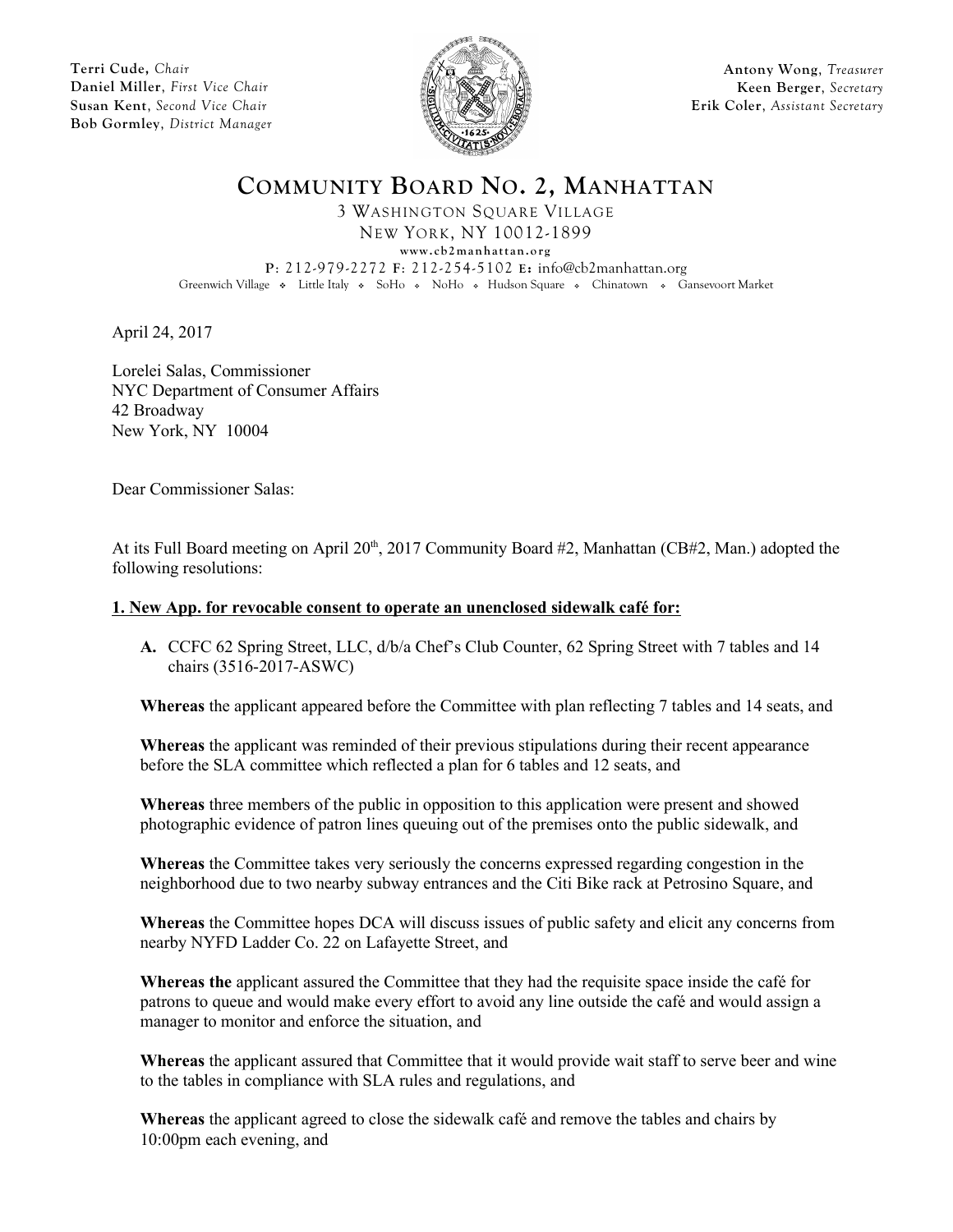**Terri Cude**, *Chair*
**Daniel Miller**, *First Vice Chair*
**Susan Kent**, *Second Vice Chair*
**Bob Gormley**, *District Manager*

**Antony Wong**, *Treasurer*
**Keen Berger**, *Secretary*
**Erik Coler**, *Assistant Secretary*

# COMMUNITY BOARD NO. 2, MANHATTAN

3 WASHINGTON SQUARE VILLAGE
NEW YORK, NY 10012-1899
www.cb2manhattan.org
P: 212-979-2272 F: 212-254-5102 E: info@cb2manhattan.org
Greenwich Village ❖ Little Italy ❖ SoHo ❖ NoHo ❖ Hudson Square ❖ Chinatown ❖ Gansevoort Market

April 24, 2017

Lorelei Salas, Commissioner
NYC Department of Consumer Affairs
42 Broadway
New York, NY 10004

Dear Commissioner Salas:

At its Full Board meeting on April 20th, 2017 Community Board #2, Manhattan (CB#2, Man.) adopted the following resolutions:

**1. New App. for revocable consent to operate an unenclosed sidewalk café for:**

**A.** CCFC 62 Spring Street, LLC, d/b/a Chef's Club Counter, 62 Spring Street with 7 tables and 14 chairs (3516-2017-ASWC)

**Whereas** the applicant appeared before the Committee with plan reflecting 7 tables and 14 seats, and

**Whereas** the applicant was reminded of their previous stipulations during their recent appearance before the SLA committee which reflected a plan for 6 tables and 12 seats, and

**Whereas** three members of the public in opposition to this application were present and showed photographic evidence of patron lines queuing out of the premises onto the public sidewalk, and

**Whereas** the Committee takes very seriously the concerns expressed regarding congestion in the neighborhood due to two nearby subway entrances and the Citi Bike rack at Petrosino Square, and

**Whereas** the Committee hopes DCA will discuss issues of public safety and elicit any concerns from nearby NYFD Ladder Co. 22 on Lafayette Street, and

**Whereas the** applicant assured the Committee that they had the requisite space inside the café for patrons to queue and would make every effort to avoid any line outside the café and would assign a manager to monitor and enforce the situation, and

**Whereas** the applicant assured that Committee that it would provide wait staff to serve beer and wine to the tables in compliance with SLA rules and regulations, and

**Whereas** the applicant agreed to close the sidewalk café and remove the tables and chairs by 10:00pm each evening, and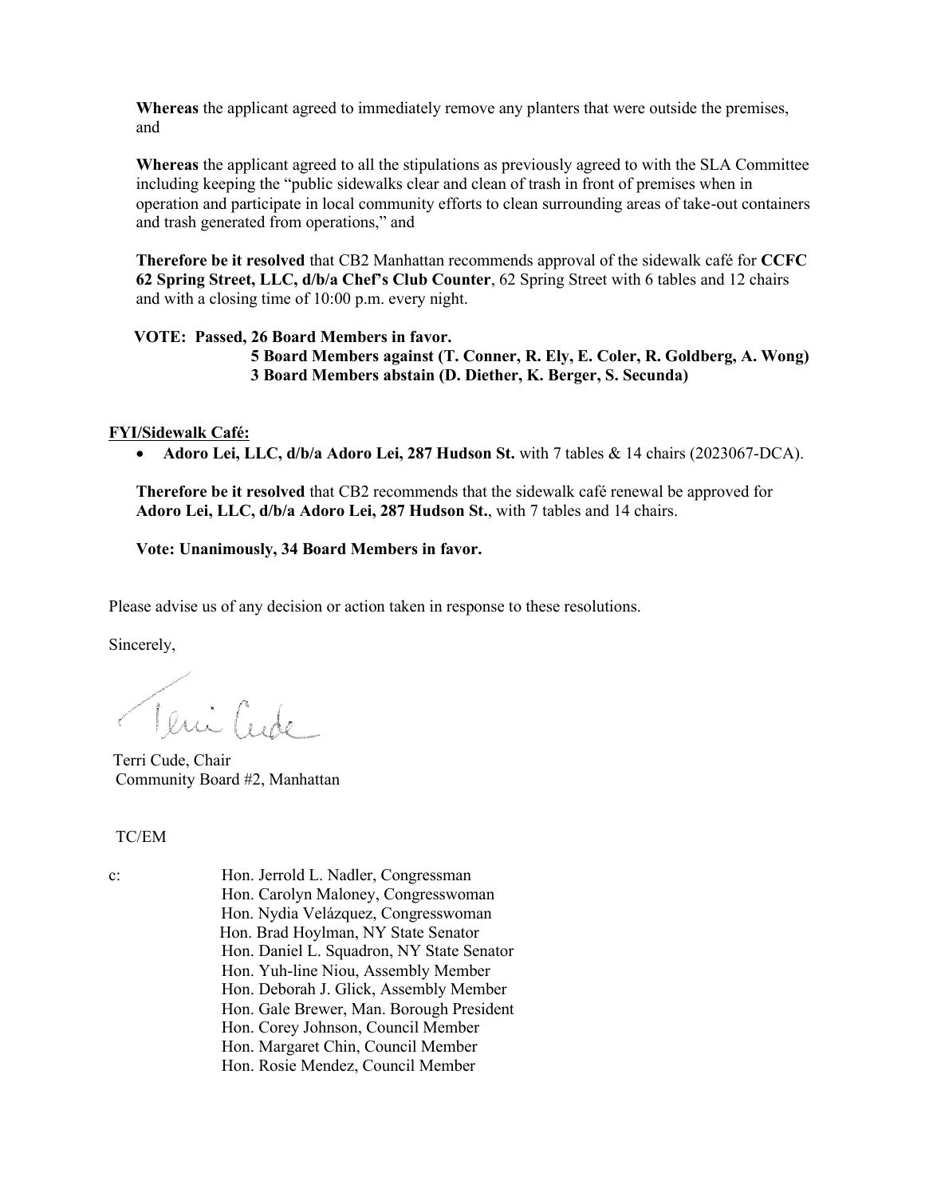**Whereas** the applicant agreed to immediately remove any planters that were outside the premises, and

**Whereas** the applicant agreed to all the stipulations as previously agreed to with the SLA Committee including keeping the "public sidewalks clear and clean of trash in front of premises when in operation and participate in local community efforts to clean surrounding areas of take-out containers and trash generated from operations," and

**Therefore be it resolved** that CB2 Manhattan recommends approval of the sidewalk café for **CCFC 62 Spring Street, LLC, d/b/a Chef's Club Counter**, 62 Spring Street with 6 tables and 12 chairs and with a closing time of 10:00 p.m. every night.

**VOTE: Passed, 26 Board Members in favor.**
**5 Board Members against (T. Conner, R. Ely, E. Coler, R. Goldberg, A. Wong)**
**3 Board Members abstain (D. Diether, K. Berger, S. Secunda)**

**FYI/Sidewalk Café:**

- **Adoro Lei, LLC, d/b/a Adoro Lei, 287 Hudson St.** with 7 tables & 14 chairs (2023067-DCA).

**Therefore be it resolved** that CB2 recommends that the sidewalk café renewal be approved for **Adoro Lei, LLC, d/b/a Adoro Lei, 287 Hudson St.**, with 7 tables and 14 chairs.

**Vote: Unanimously, 34 Board Members in favor.**

Please advise us of any decision or action taken in response to these resolutions.

Sincerely,

Terri Cude

Terri Cude, Chair
Community Board #2, Manhattan

TC/EM

c: Hon. Jerrold L. Nadler, Congressman
Hon. Carolyn Maloney, Congresswoman
Hon. Nydia Velázquez, Congresswoman
Hon. Brad Hoylman, NY State Senator
Hon. Daniel L. Squadron, NY State Senator
Hon. Yuh-line Niou, Assembly Member
Hon. Deborah J. Glick, Assembly Member
Hon. Gale Brewer, Man. Borough President
Hon. Corey Johnson, Council Member
Hon. Margaret Chin, Council Member
Hon. Rosie Mendez, Council Member